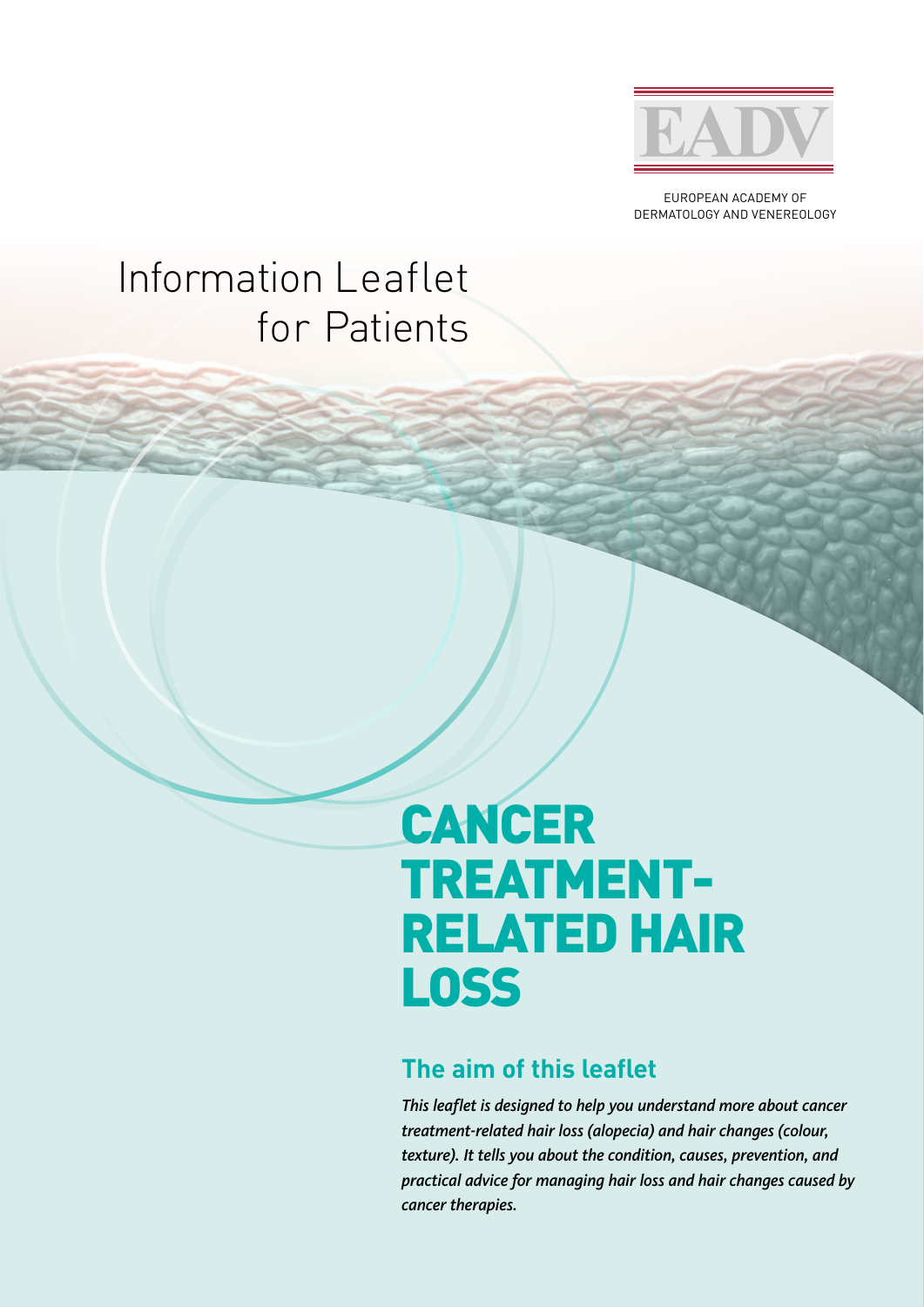EADV

EUROPEAN ACADEMY OF DERMATOLOGY AND VENEREOLOGY

# Information Leaflet for Patients

# CANCER TREATMENT-RELATED HAIR LOSS

## The aim of this leaflet

***This leaflet is designed to help you understand more about cancer treatment-related hair loss (alopecia) and hair changes (colour, texture). It tells you about the condition, causes, prevention, and practical advice for managing hair loss and hair changes caused by cancer therapies.***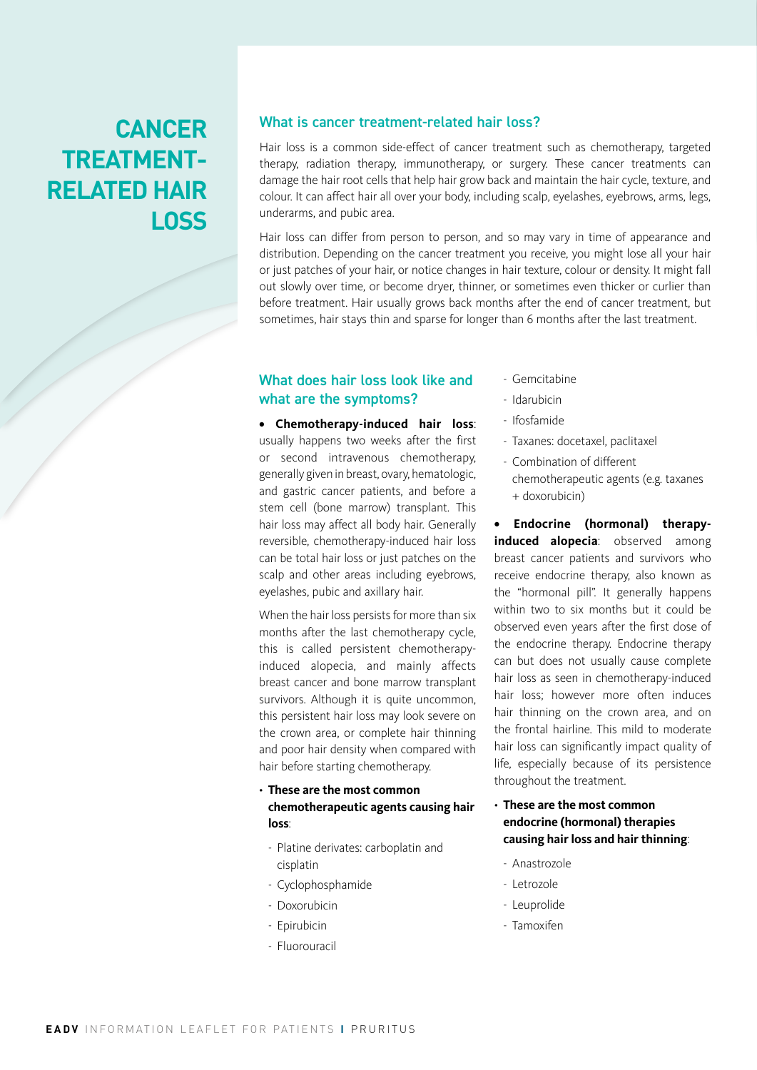# CANCER TREATMENT-RELATED HAIR LOSS

## What is cancer treatment-related hair loss?

Hair loss is a common side-effect of cancer treatment such as chemotherapy, targeted therapy, radiation therapy, immunotherapy, or surgery. These cancer treatments can damage the hair root cells that help hair grow back and maintain the hair cycle, texture, and colour. It can affect hair all over your body, including scalp, eyelashes, eyebrows, arms, legs, underarms, and pubic area.

Hair loss can differ from person to person, and so may vary in time of appearance and distribution. Depending on the cancer treatment you receive, you might lose all your hair or just patches of your hair, or notice changes in hair texture, colour or density. It might fall out slowly over time, or become dryer, thinner, or sometimes even thicker or curlier than before treatment. Hair usually grows back months after the end of cancer treatment, but sometimes, hair stays thin and sparse for longer than 6 months after the last treatment.

## What does hair loss look like and what are the symptoms?

- **Chemotherapy-induced hair loss**: usually happens two weeks after the first or second intravenous chemotherapy, generally given in breast, ovary, hematologic, and gastric cancer patients, and before a stem cell (bone marrow) transplant. This hair loss may affect all body hair. Generally reversible, chemotherapy-induced hair loss can be total hair loss or just patches on the scalp and other areas including eyebrows, eyelashes, pubic and axillary hair.

When the hair loss persists for more than six months after the last chemotherapy cycle, this is called persistent chemotherapy-induced alopecia, and mainly affects breast cancer and bone marrow transplant survivors. Although it is quite uncommon, this persistent hair loss may look severe on the crown area, or complete hair thinning and poor hair density when compared with hair before starting chemotherapy.

- **These are the most common chemotherapeutic agents causing hair loss**:
  - Platine derivates: carboplatin and cisplatin
  - Cyclophosphamide
  - Doxorubicin
  - Epirubicin
  - Fluorouracil
  - Gemcitabine
  - Idarubicin
  - Ifosfamide
  - Taxanes: docetaxel, paclitaxel
  - Combination of different chemotherapeutic agents (e.g. taxanes + doxorubicin)

- **Endocrine (hormonal) therapy-induced alopecia**: observed among breast cancer patients and survivors who receive endocrine therapy, also known as the "hormonal pill". It generally happens within two to six months but it could be observed even years after the first dose of the endocrine therapy. Endocrine therapy can but does not usually cause complete hair loss as seen in chemotherapy-induced hair loss; however more often induces hair thinning on the crown area, and on the frontal hairline. This mild to moderate hair loss can significantly impact quality of life, especially because of its persistence throughout the treatment.

- **These are the most common endocrine (hormonal) therapies causing hair loss and hair thinning**:
  - Anastrozole
  - Letrozole
  - Leuprolide
  - Tamoxifen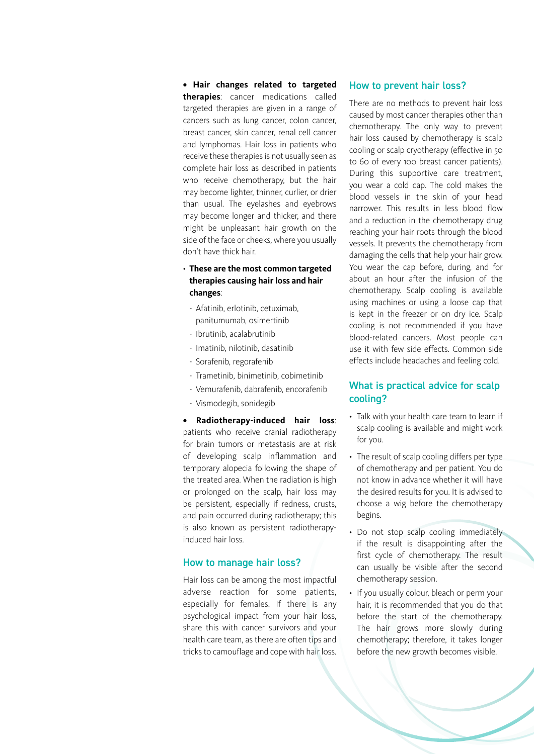- **Hair changes related to targeted therapies**: cancer medications called targeted therapies are given in a range of cancers such as lung cancer, colon cancer, breast cancer, skin cancer, renal cell cancer and lymphomas. Hair loss in patients who receive these therapies is not usually seen as complete hair loss as described in patients who receive chemotherapy, but the hair may become lighter, thinner, curlier, or drier than usual. The eyelashes and eyebrows may become longer and thicker, and there might be unpleasant hair growth on the side of the face or cheeks, where you usually don't have thick hair.

  - **These are the most common targeted therapies causing hair loss and hair changes**:
    - Afatinib, erlotinib, cetuximab, panitumumab, osimertinib
    - Ibrutinib, acalabrutinib
    - Imatinib, nilotinib, dasatinib
    - Sorafenib, regorafenib
    - Trametinib, binimetinib, cobimetinib
    - Vemurafenib, dabrafenib, encorafenib
    - Vismodegib, sonidegib

- **Radiotherapy-induced hair loss**: patients who receive cranial radiotherapy for brain tumors or metastasis are at risk of developing scalp inflammation and temporary alopecia following the shape of the treated area. When the radiation is high or prolonged on the scalp, hair loss may be persistent, especially if redness, crusts, and pain occurred during radiotherapy; this is also known as persistent radiotherapy-induced hair loss.

## How to manage hair loss?

Hair loss can be among the most impactful adverse reaction for some patients, especially for females. If there is any psychological impact from your hair loss, share this with cancer survivors and your health care team, as there are often tips and tricks to camouflage and cope with hair loss.

## How to prevent hair loss?

There are no methods to prevent hair loss caused by most cancer therapies other than chemotherapy. The only way to prevent hair loss caused by chemotherapy is scalp cooling or scalp cryotherapy (effective in 50 to 60 of every 100 breast cancer patients). During this supportive care treatment, you wear a cold cap. The cold makes the blood vessels in the skin of your head narrower. This results in less blood flow and a reduction in the chemotherapy drug reaching your hair roots through the blood vessels. It prevents the chemotherapy from damaging the cells that help your hair grow. You wear the cap before, during, and for about an hour after the infusion of the chemotherapy. Scalp cooling is available using machines or using a loose cap that is kept in the freezer or on dry ice. Scalp cooling is not recommended if you have blood-related cancers. Most people can use it with few side effects. Common side effects include headaches and feeling cold.

## What is practical advice for scalp cooling?

- Talk with your health care team to learn if scalp cooling is available and might work for you.
- The result of scalp cooling differs per type of chemotherapy and per patient. You do not know in advance whether it will have the desired results for you. It is advised to choose a wig before the chemotherapy begins.
- Do not stop scalp cooling immediately if the result is disappointing after the first cycle of chemotherapy. The result can usually be visible after the second chemotherapy session.
- If you usually colour, bleach or perm your hair, it is recommended that you do that before the start of the chemotherapy. The hair grows more slowly during chemotherapy; therefore, it takes longer before the new growth becomes visible.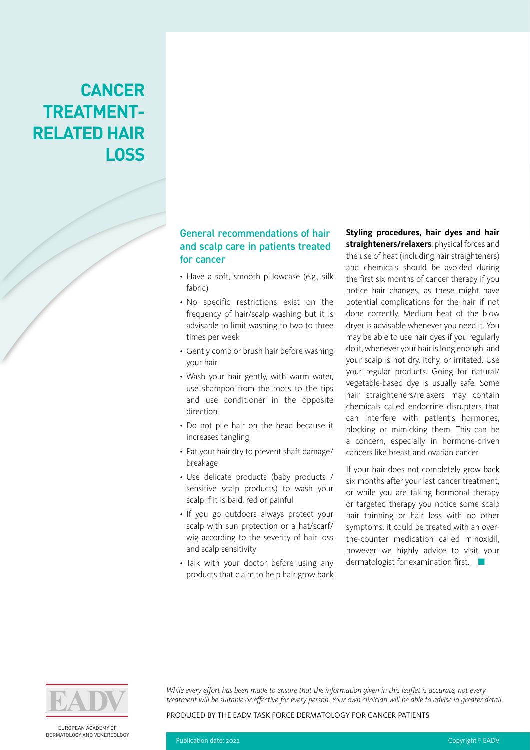# CANCER TREATMENT-RELATED HAIR LOSS

## General recommendations of hair and scalp care in patients treated for cancer

- Have a soft, smooth pillowcase (e.g., silk fabric)
- No specific restrictions exist on the frequency of hair/scalp washing but it is advisable to limit washing to two to three times per week
- Gently comb or brush hair before washing your hair
- Wash your hair gently, with warm water, use shampoo from the roots to the tips and use conditioner in the opposite direction
- Do not pile hair on the head because it increases tangling
- Pat your hair dry to prevent shaft damage/ breakage
- Use delicate products (baby products / sensitive scalp products) to wash your scalp if it is bald, red or painful
- If you go outdoors always protect your scalp with sun protection or a hat/scarf/ wig according to the severity of hair loss and scalp sensitivity
- Talk with your doctor before using any products that claim to help hair grow back

**Styling procedures, hair dyes and hair straighteners/relaxers**: physical forces and the use of heat (including hair straighteners) and chemicals should be avoided during the first six months of cancer therapy if you notice hair changes, as these might have potential complications for the hair if not done correctly. Medium heat of the blow dryer is advisable whenever you need it. You may be able to use hair dyes if you regularly do it, whenever your hair is long enough, and your scalp is not dry, itchy, or irritated. Use your regular products. Going for natural/ vegetable-based dye is usually safe. Some hair straighteners/relaxers may contain chemicals called endocrine disrupters that can interfere with patient's hormones, blocking or mimicking them. This can be a concern, especially in hormone-driven cancers like breast and ovarian cancer.

If your hair does not completely grow back six months after your last cancer treatment, or while you are taking hormonal therapy or targeted therapy you notice some scalp hair thinning or hair loss with no other symptoms, it could be treated with an over-the-counter medication called minoxidil, however we highly advice to visit your dermatologist for examination first.

EADV

EUROPEAN ACADEMY OF DERMATOLOGY AND VENEREOLOGY

*While every effort has been made to ensure that the information given in this leaflet is accurate, not every treatment will be suitable or effective for every person. Your own clinician will be able to advise in greater detail.*

PRODUCED BY THE EADV TASK FORCE DERMATOLOGY FOR CANCER PATIENTS

Publication date: 2022

Copyright © EADV